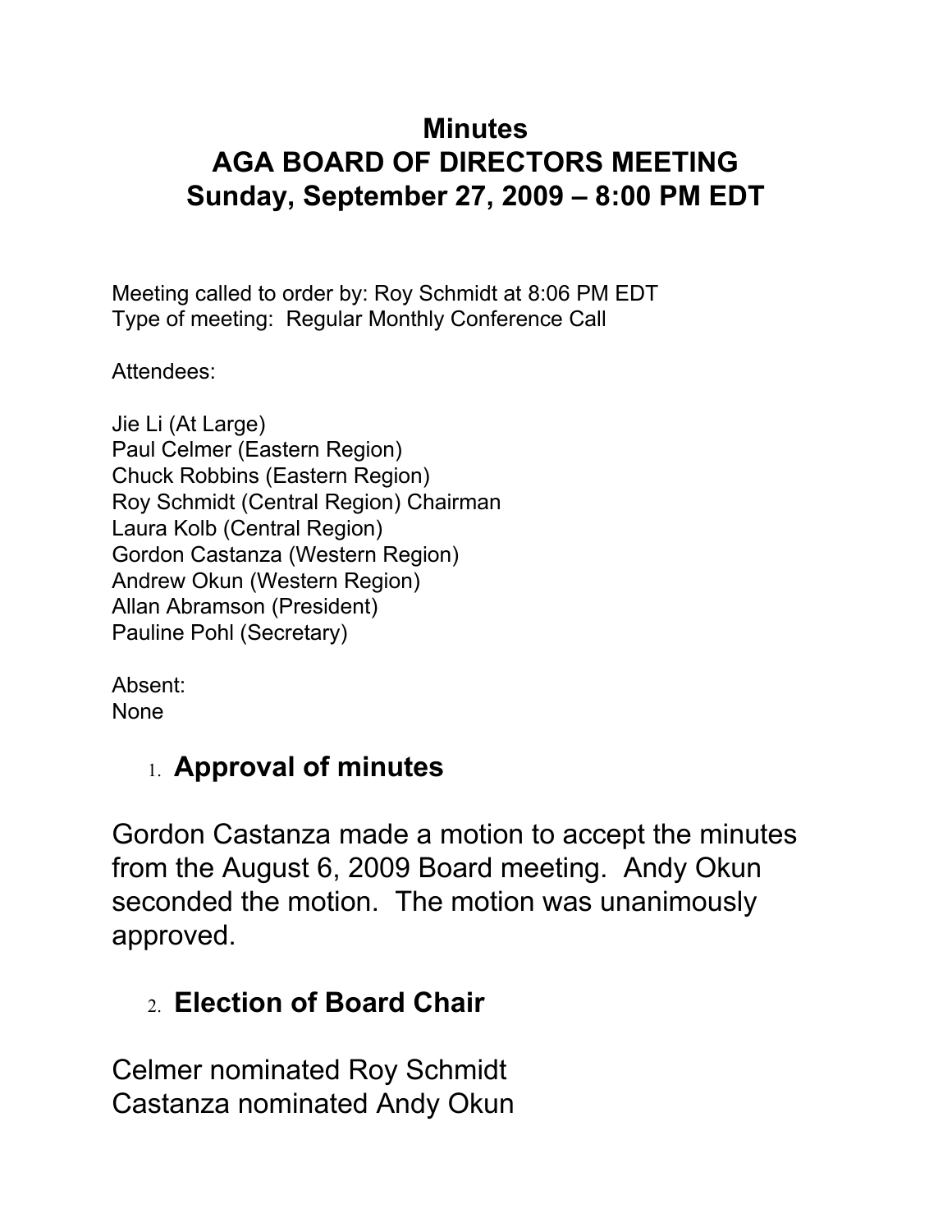# Minutes
# AGA BOARD OF DIRECTORS MEETING
# Sunday, September 27, 2009 – 8:00 PM EDT

Meeting called to order by: Roy Schmidt at 8:06 PM EDT
Type of meeting: Regular Monthly Conference Call

Attendees:

Jie Li (At Large)
Paul Celmer (Eastern Region)
Chuck Robbins (Eastern Region)
Roy Schmidt (Central Region) Chairman
Laura Kolb (Central Region)
Gordon Castanza (Western Region)
Andrew Okun (Western Region)
Allan Abramson (President)
Pauline Pohl (Secretary)

Absent:
None

## 1. Approval of minutes

Gordon Castanza made a motion to accept the minutes from the August 6, 2009 Board meeting. Andy Okun seconded the motion. The motion was unanimously approved.

## 2. Election of Board Chair

Celmer nominated Roy Schmidt
Castanza nominated Andy Okun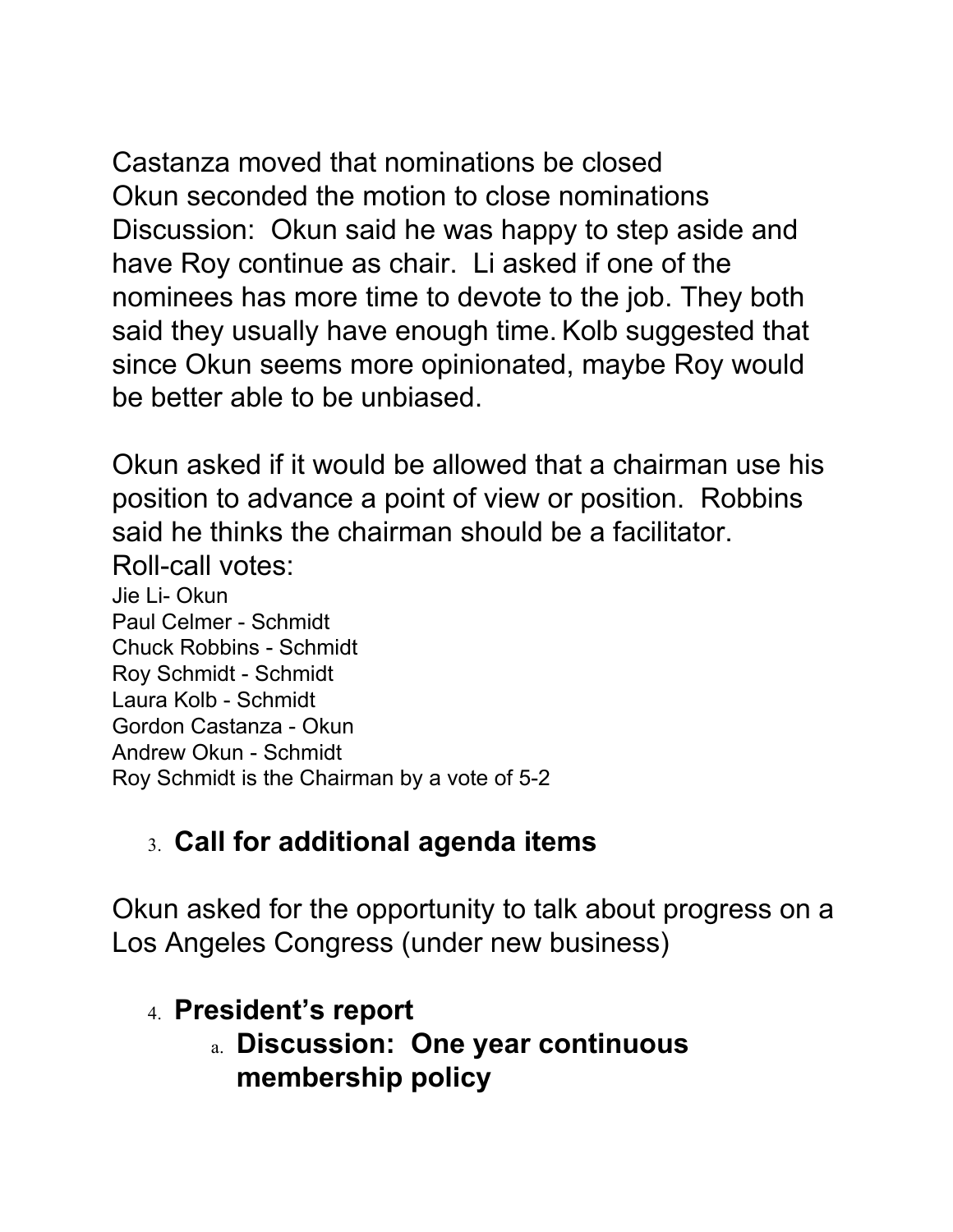Castanza moved that nominations be closed
Okun seconded the motion to close nominations
Discussion: Okun said he was happy to step aside and have Roy continue as chair. Li asked if one of the nominees has more time to devote to the job. They both said they usually have enough time. Kolb suggested that since Okun seems more opinionated, maybe Roy would be better able to be unbiased.

Okun asked if it would be allowed that a chairman use his position to advance a point of view or position. Robbins said he thinks the chairman should be a facilitator.
Roll-call votes:
Jie Li- Okun
Paul Celmer - Schmidt
Chuck Robbins - Schmidt
Roy Schmidt - Schmidt
Laura Kolb - Schmidt
Gordon Castanza - Okun
Andrew Okun - Schmidt
Roy Schmidt is the Chairman by a vote of 5-2

3. **Call for additional agenda items**

Okun asked for the opportunity to talk about progress on a Los Angeles Congress (under new business)

4. **President's report**
   a. **Discussion: One year continuous membership policy**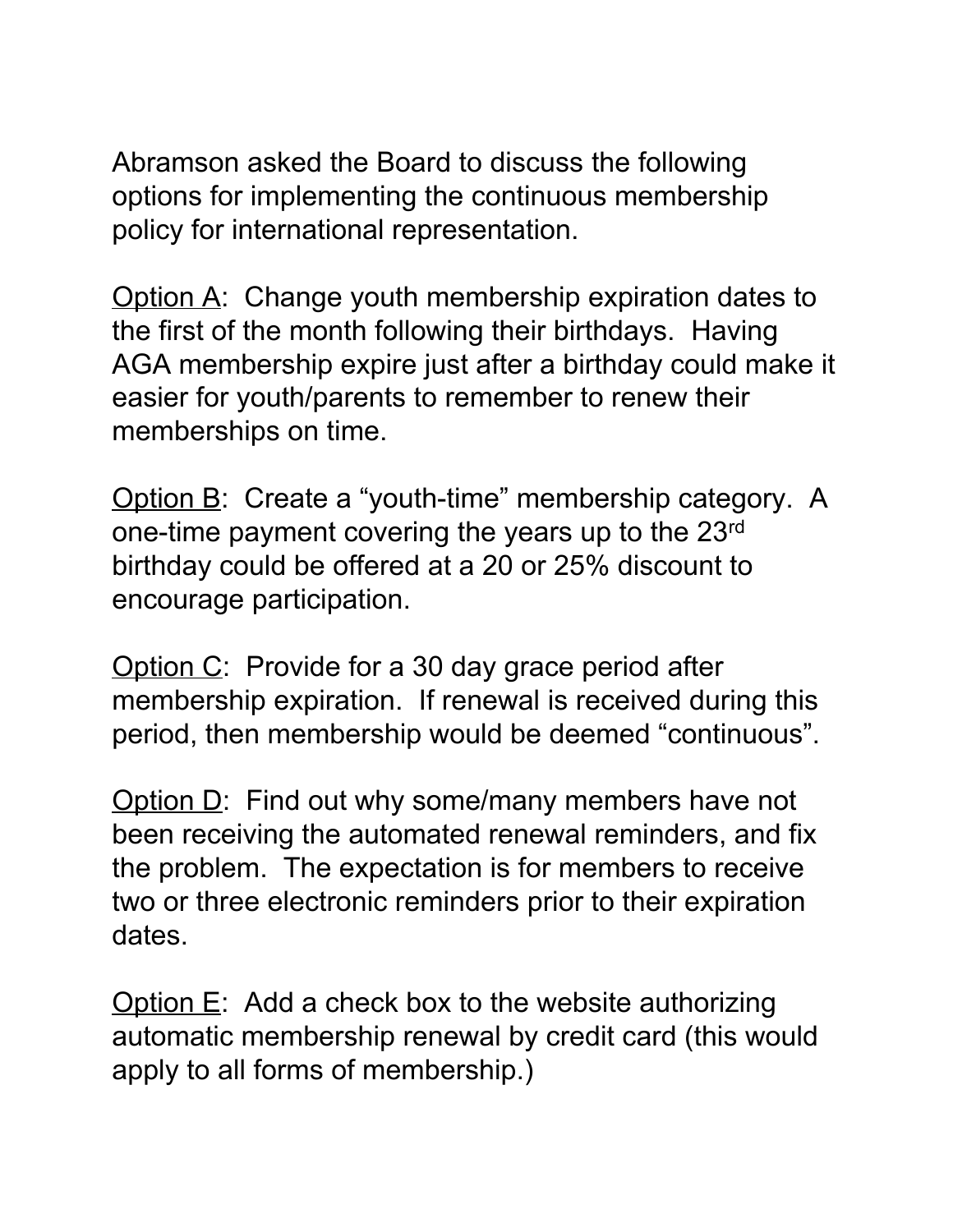Abramson asked the Board to discuss the following options for implementing the continuous membership policy for international representation.

<u>Option A</u>: Change youth membership expiration dates to the first of the month following their birthdays. Having AGA membership expire just after a birthday could make it easier for youth/parents to remember to renew their memberships on time.

<u>Option B</u>: Create a "youth-time" membership category. A one-time payment covering the years up to the 23rd birthday could be offered at a 20 or 25% discount to encourage participation.

<u>Option C</u>: Provide for a 30 day grace period after membership expiration. If renewal is received during this period, then membership would be deemed "continuous".

<u>Option D</u>: Find out why some/many members have not been receiving the automated renewal reminders, and fix the problem. The expectation is for members to receive two or three electronic reminders prior to their expiration dates.

<u>Option E</u>: Add a check box to the website authorizing automatic membership renewal by credit card (this would apply to all forms of membership.)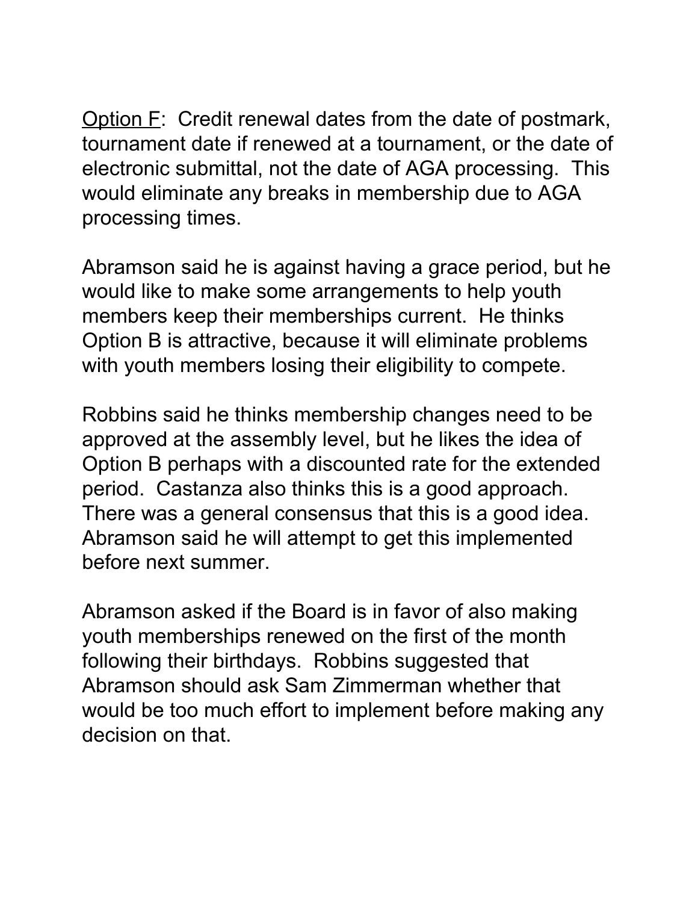<u>Option F</u>: Credit renewal dates from the date of postmark, tournament date if renewed at a tournament, or the date of electronic submittal, not the date of AGA processing. This would eliminate any breaks in membership due to AGA processing times.

Abramson said he is against having a grace period, but he would like to make some arrangements to help youth members keep their memberships current. He thinks Option B is attractive, because it will eliminate problems with youth members losing their eligibility to compete.

Robbins said he thinks membership changes need to be approved at the assembly level, but he likes the idea of Option B perhaps with a discounted rate for the extended period. Castanza also thinks this is a good approach. There was a general consensus that this is a good idea. Abramson said he will attempt to get this implemented before next summer.

Abramson asked if the Board is in favor of also making youth memberships renewed on the first of the month following their birthdays. Robbins suggested that Abramson should ask Sam Zimmerman whether that would be too much effort to implement before making any decision on that.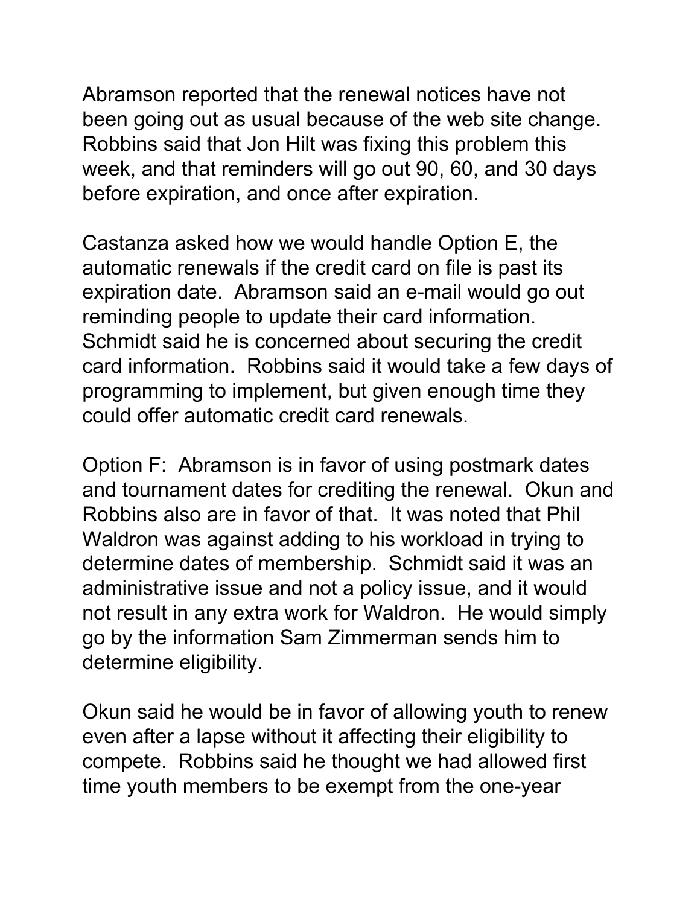Abramson reported that the renewal notices have not been going out as usual because of the web site change. Robbins said that Jon Hilt was fixing this problem this week, and that reminders will go out 90, 60, and 30 days before expiration, and once after expiration.

Castanza asked how we would handle Option E, the automatic renewals if the credit card on file is past its expiration date. Abramson said an e-mail would go out reminding people to update their card information. Schmidt said he is concerned about securing the credit card information. Robbins said it would take a few days of programming to implement, but given enough time they could offer automatic credit card renewals.

Option F: Abramson is in favor of using postmark dates and tournament dates for crediting the renewal. Okun and Robbins also are in favor of that. It was noted that Phil Waldron was against adding to his workload in trying to determine dates of membership. Schmidt said it was an administrative issue and not a policy issue, and it would not result in any extra work for Waldron. He would simply go by the information Sam Zimmerman sends him to determine eligibility.

Okun said he would be in favor of allowing youth to renew even after a lapse without it affecting their eligibility to compete. Robbins said he thought we had allowed first time youth members to be exempt from the one-year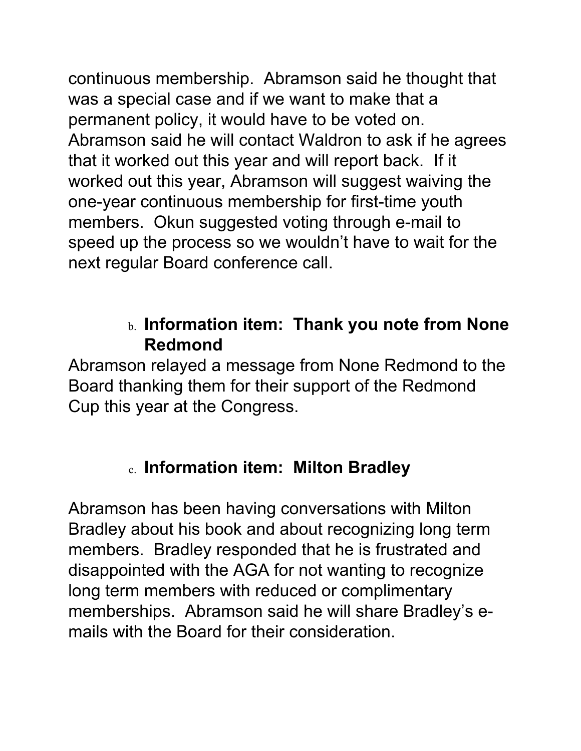continuous membership. Abramson said he thought that was a special case and if we want to make that a permanent policy, it would have to be voted on. Abramson said he will contact Waldron to ask if he agrees that it worked out this year and will report back. If it worked out this year, Abramson will suggest waiving the one-year continuous membership for first-time youth members. Okun suggested voting through e-mail to speed up the process so we wouldn't have to wait for the next regular Board conference call.

b. **Information item: Thank you note from None Redmond**

Abramson relayed a message from None Redmond to the Board thanking them for their support of the Redmond Cup this year at the Congress.

c. **Information item: Milton Bradley**

Abramson has been having conversations with Milton Bradley about his book and about recognizing long term members. Bradley responded that he is frustrated and disappointed with the AGA for not wanting to recognize long term members with reduced or complimentary memberships. Abramson said he will share Bradley's e-mails with the Board for their consideration.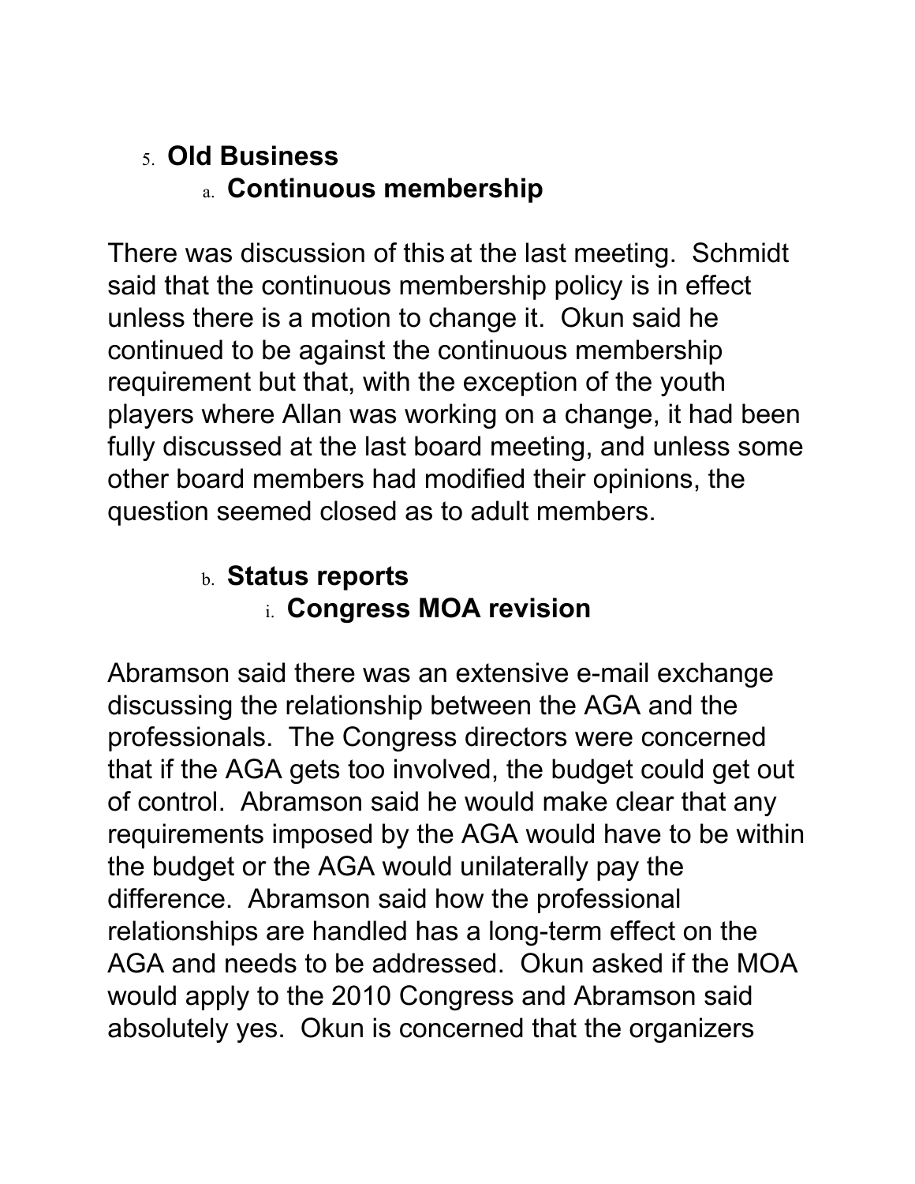5. **Old Business**
    a. **Continuous membership**

There was discussion of this at the last meeting. Schmidt said that the continuous membership policy is in effect unless there is a motion to change it. Okun said he continued to be against the continuous membership requirement but that, with the exception of the youth players where Allan was working on a change, it had been fully discussed at the last board meeting, and unless some other board members had modified their opinions, the question seemed closed as to adult members.

    b. **Status reports**
        i. **Congress MOA revision**

Abramson said there was an extensive e-mail exchange discussing the relationship between the AGA and the professionals. The Congress directors were concerned that if the AGA gets too involved, the budget could get out of control. Abramson said he would make clear that any requirements imposed by the AGA would have to be within the budget or the AGA would unilaterally pay the difference. Abramson said how the professional relationships are handled has a long-term effect on the AGA and needs to be addressed. Okun asked if the MOA would apply to the 2010 Congress and Abramson said absolutely yes. Okun is concerned that the organizers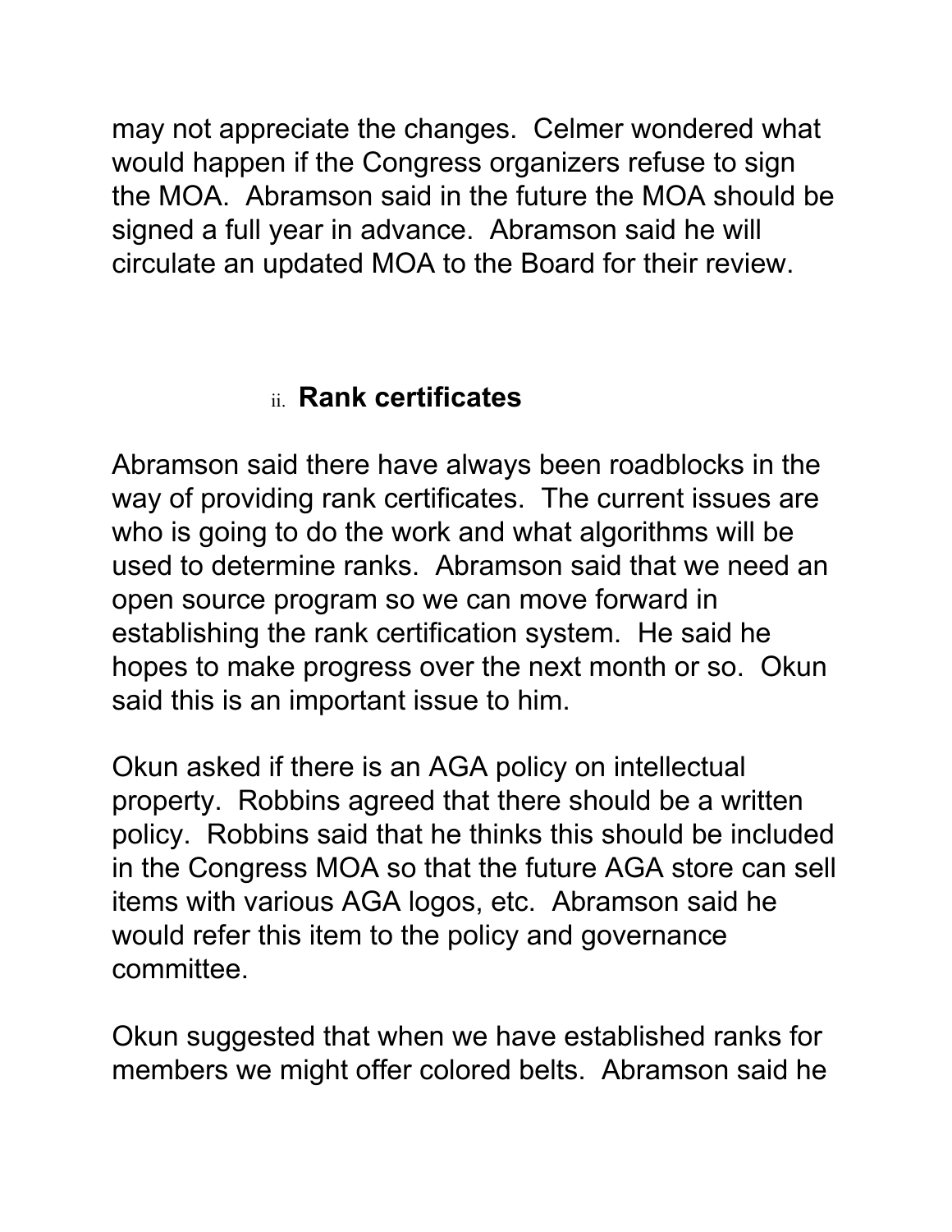may not appreciate the changes. Celmer wondered what would happen if the Congress organizers refuse to sign the MOA. Abramson said in the future the MOA should be signed a full year in advance. Abramson said he will circulate an updated MOA to the Board for their review.

ii. **Rank certificates**

Abramson said there have always been roadblocks in the way of providing rank certificates. The current issues are who is going to do the work and what algorithms will be used to determine ranks. Abramson said that we need an open source program so we can move forward in establishing the rank certification system. He said he hopes to make progress over the next month or so. Okun said this is an important issue to him.

Okun asked if there is an AGA policy on intellectual property. Robbins agreed that there should be a written policy. Robbins said that he thinks this should be included in the Congress MOA so that the future AGA store can sell items with various AGA logos, etc. Abramson said he would refer this item to the policy and governance committee.

Okun suggested that when we have established ranks for members we might offer colored belts. Abramson said he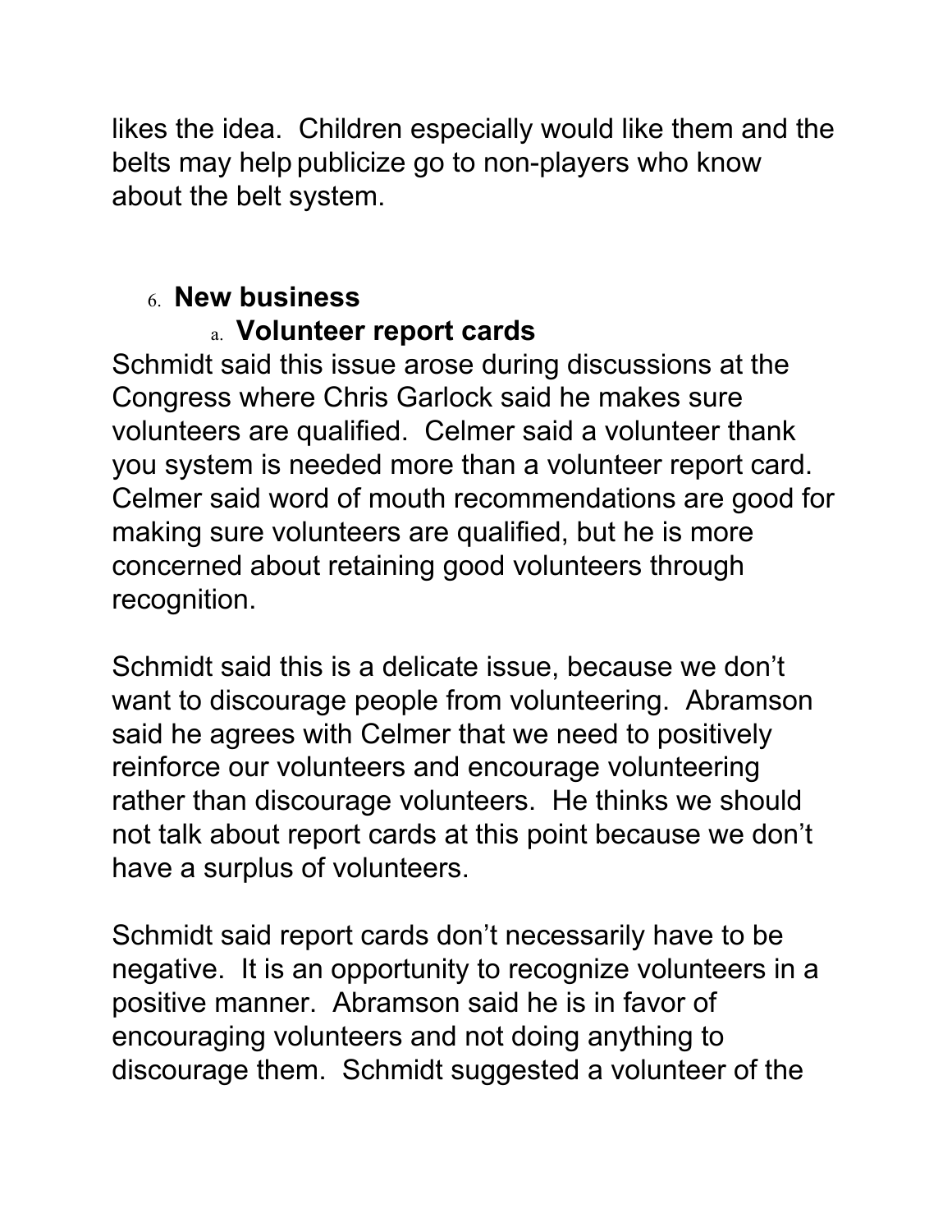likes the idea. Children especially would like them and the belts may help publicize go to non-players who know about the belt system.

6. **New business**
   a. **Volunteer report cards**

Schmidt said this issue arose during discussions at the Congress where Chris Garlock said he makes sure volunteers are qualified. Celmer said a volunteer thank you system is needed more than a volunteer report card. Celmer said word of mouth recommendations are good for making sure volunteers are qualified, but he is more concerned about retaining good volunteers through recognition.

Schmidt said this is a delicate issue, because we don't want to discourage people from volunteering. Abramson said he agrees with Celmer that we need to positively reinforce our volunteers and encourage volunteering rather than discourage volunteers. He thinks we should not talk about report cards at this point because we don't have a surplus of volunteers.

Schmidt said report cards don't necessarily have to be negative. It is an opportunity to recognize volunteers in a positive manner. Abramson said he is in favor of encouraging volunteers and not doing anything to discourage them. Schmidt suggested a volunteer of the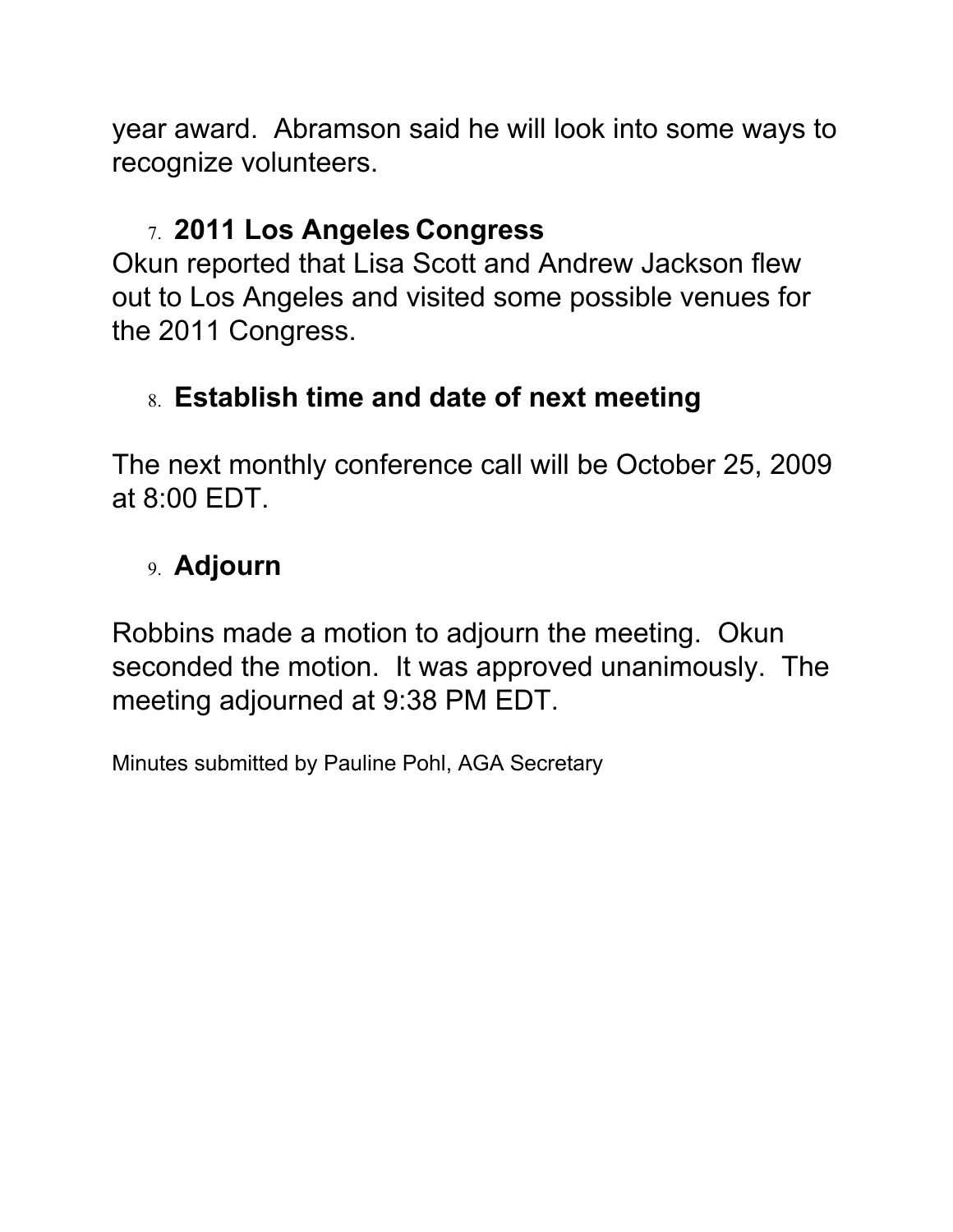year award. Abramson said he will look into some ways to recognize volunteers.

7. **2011 Los Angeles Congress**

Okun reported that Lisa Scott and Andrew Jackson flew out to Los Angeles and visited some possible venues for the 2011 Congress.

8. **Establish time and date of next meeting**

The next monthly conference call will be October 25, 2009 at 8:00 EDT.

9. **Adjourn**

Robbins made a motion to adjourn the meeting. Okun seconded the motion. It was approved unanimously. The meeting adjourned at 9:38 PM EDT.

Minutes submitted by Pauline Pohl, AGA Secretary